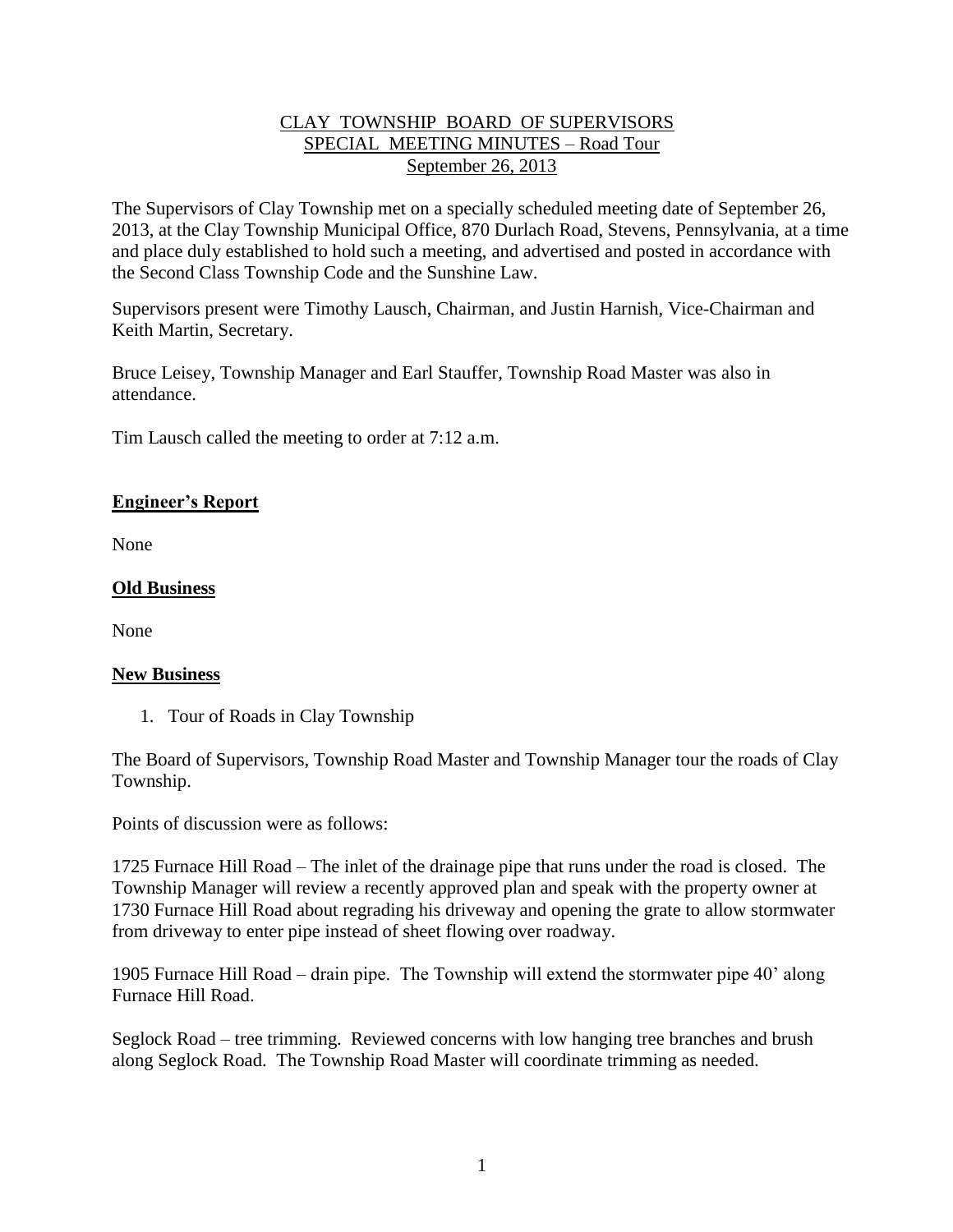# CLAY TOWNSHIP BOARD OF SUPERVISORS
## SPECIAL MEETING MINUTES – Road Tour
### September 26, 2013

The Supervisors of Clay Township met on a specially scheduled meeting date of September 26, 2013, at the Clay Township Municipal Office, 870 Durlach Road, Stevens, Pennsylvania, at a time and place duly established to hold such a meeting, and advertised and posted in accordance with the Second Class Township Code and the Sunshine Law.

Supervisors present were Timothy Lausch, Chairman, and Justin Harnish, Vice-Chairman and Keith Martin, Secretary.

Bruce Leisey, Township Manager and Earl Stauffer, Township Road Master was also in attendance.

Tim Lausch called the meeting to order at 7:12 a.m.

**Engineer's Report**

None

**Old Business**

None

**New Business**

1. Tour of Roads in Clay Township

The Board of Supervisors, Township Road Master and Township Manager tour the roads of Clay Township.

Points of discussion were as follows:

1725 Furnace Hill Road – The inlet of the drainage pipe that runs under the road is closed. The Township Manager will review a recently approved plan and speak with the property owner at 1730 Furnace Hill Road about regrading his driveway and opening the grate to allow stormwater from driveway to enter pipe instead of sheet flowing over roadway.

1905 Furnace Hill Road – drain pipe. The Township will extend the stormwater pipe 40' along Furnace Hill Road.

Seglock Road – tree trimming. Reviewed concerns with low hanging tree branches and brush along Seglock Road. The Township Road Master will coordinate trimming as needed.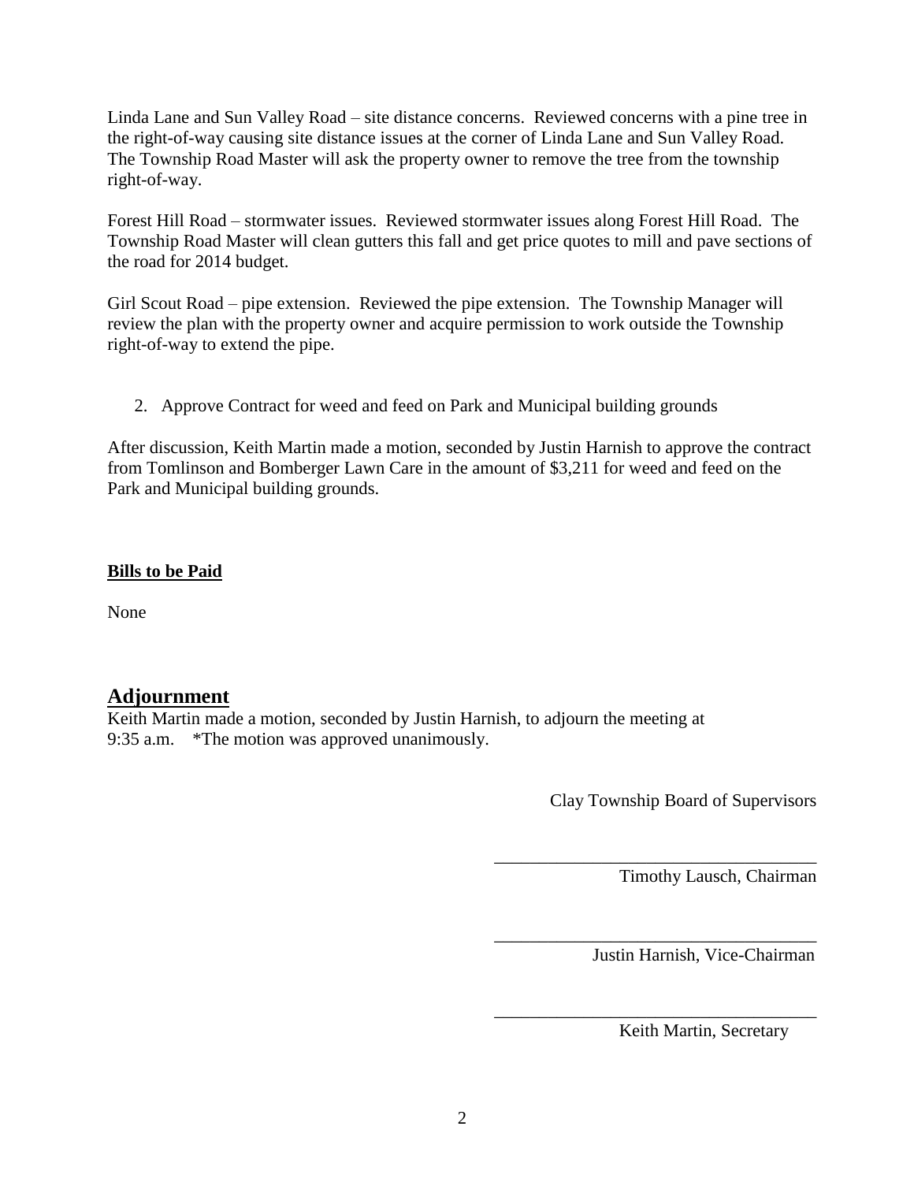Linda Lane and Sun Valley Road – site distance concerns. Reviewed concerns with a pine tree in the right-of-way causing site distance issues at the corner of Linda Lane and Sun Valley Road. The Township Road Master will ask the property owner to remove the tree from the township right-of-way.

Forest Hill Road – stormwater issues. Reviewed stormwater issues along Forest Hill Road. The Township Road Master will clean gutters this fall and get price quotes to mill and pave sections of the road for 2014 budget.

Girl Scout Road – pipe extension. Reviewed the pipe extension. The Township Manager will review the plan with the property owner and acquire permission to work outside the Township right-of-way to extend the pipe.

2. Approve Contract for weed and feed on Park and Municipal building grounds

After discussion, Keith Martin made a motion, seconded by Justin Harnish to approve the contract from Tomlinson and Bomberger Lawn Care in the amount of $3,211 for weed and feed on the Park and Municipal building grounds.

**Bills to be Paid**

None

## Adjournment

Keith Martin made a motion, seconded by Justin Harnish, to adjourn the meeting at 9:35 a.m. *The motion was approved unanimously.

Clay Township Board of Supervisors

_____________________________________
Timothy Lausch, Chairman

_____________________________________
Justin Harnish, Vice-Chairman

_____________________________________
Keith Martin, Secretary